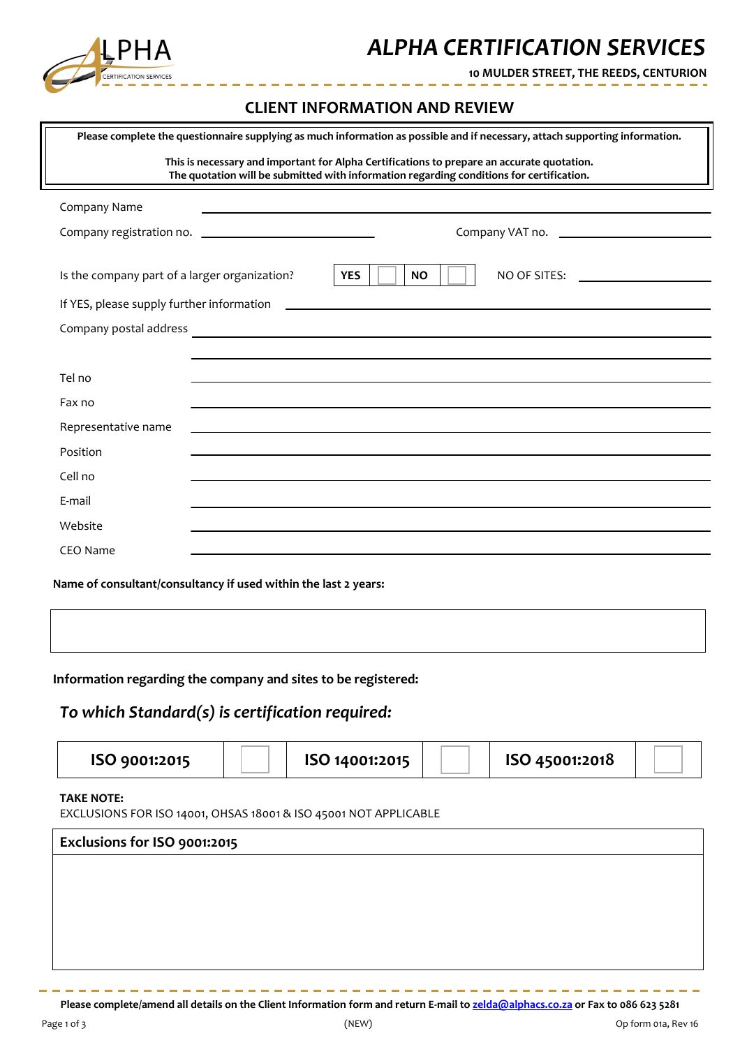# ALPHA CERTIFICATION SERVICES

**10 MULDER STREET, THE REEDS, CENTURION**

## CLIENT INFORMATION AND REVIEW

**Please complete the questionnaire supplying as much information as possible and if necessary, attach supporting information.**

**This is necessary and important for Alpha Certifications to prepare an accurate quotation.**
**The quotation will be submitted with information regarding conditions for certification.**

Company Name ____________________

Company registration no. ____________________ Company VAT no. ____________________

Is the company part of a larger organization? | **YES** | ☐ | **NO** | ☐ | NO OF SITES: ____________________

If YES, please supply further information ____________________

Company postal address ____________________

____________________

Tel no ____________________

Fax no ____________________

Representative name ____________________

Position ____________________

Cell no ____________________

E-mail ____________________

Website ____________________

CEO Name ____________________

**Name of consultant/consultancy if used within the last 2 years:**

|  |
|---|
|  |

**Information regarding the company and sites to be registered:**

### *To which Standard(s) is certification required:*

| ISO 9001:2015 | ☐ | ISO 14001:2015 | ☐ | ISO 45001:2018 | ☐ |
|---|---|---|---|---|---|

**TAKE NOTE:**
EXCLUSIONS FOR ISO 14001, OHSAS 18001 & ISO 45001 NOT APPLICABLE

| Exclusions for ISO 9001:2015 |
|---|
|  |

**Please complete/amend all details on the Client Information form and return E-mail to zelda@alphacs.co.za or Fax to 086 623 5281**

(NEW) Op form 01a, Rev 16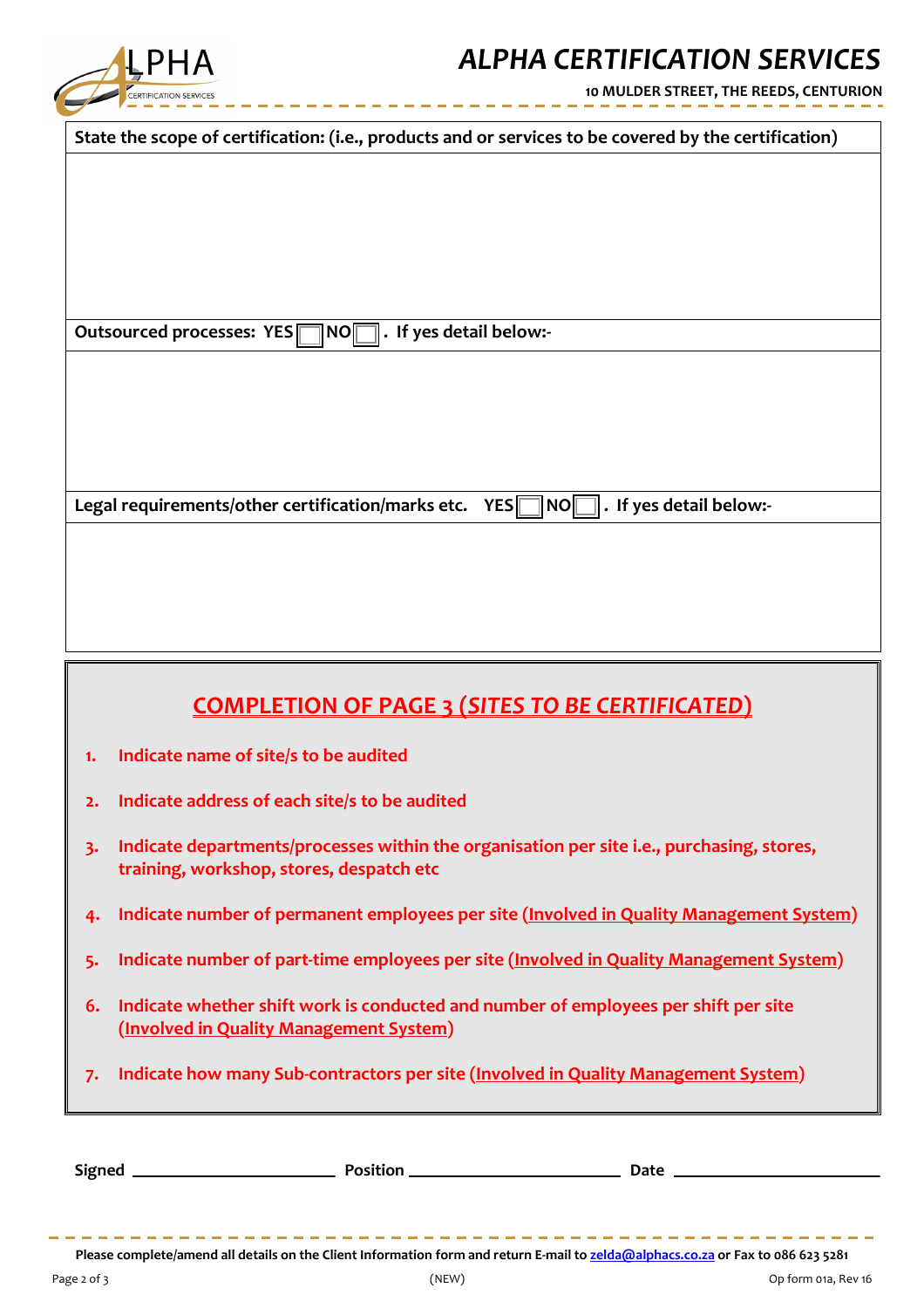# ALPHA CERTIFICATION SERVICES

**10 MULDER STREET, THE REEDS, CENTURION**

**State the scope of certification: (i.e., products and or services to be covered by the certification)**

**Outsourced processes: YES ☐ NO ☐. If yes detail below:-**

**Legal requirements/other certification/marks etc. YES ☐ NO ☐. If yes detail below:-**

## COMPLETION OF PAGE 3 (*SITES TO BE CERTIFICATED*)

1. **Indicate name of site/s to be audited**
2. **Indicate address of each site/s to be audited**
3. **Indicate departments/processes within the organisation per site i.e., purchasing, stores, training, workshop, stores, despatch etc**
4. **Indicate number of permanent employees per site (Involved in Quality Management System)**
5. **Indicate number of part-time employees per site (Involved in Quality Management System)**
6. **Indicate whether shift work is conducted and number of employees per shift per site (Involved in Quality Management System)**
7. **Indicate how many Sub-contractors per site (Involved in Quality Management System)**

**Signed** \_\_\_\_\_\_\_\_\_\_\_\_\_\_\_\_\_\_\_\_ **Position** \_\_\_\_\_\_\_\_\_\_\_\_\_\_\_\_\_\_\_\_ **Date** \_\_\_\_\_\_\_\_\_\_\_\_\_\_\_\_\_\_\_\_

**Please complete/amend all details on the Client Information form and return E-mail to zelda@alphacs.co.za or Fax to 086 623 5281**

(NEW) Op form 01a, Rev 16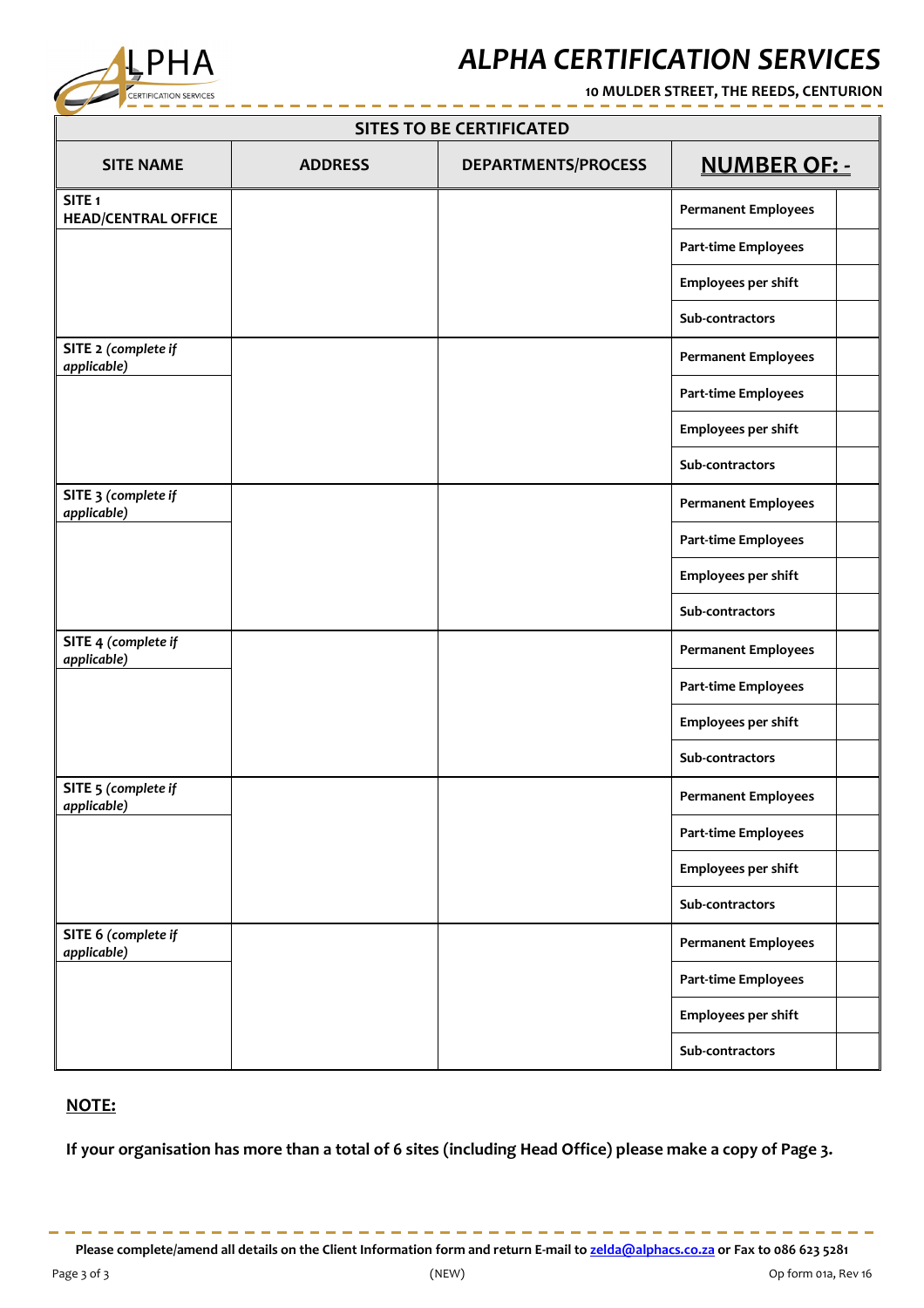# ALPHA CERTIFICATION SERVICES

**10 MULDER STREET, THE REEDS, CENTURION**

| SITES TO BE CERTIFICATED | | | | |
|---|---|---|---|---|
| **SITE NAME** | **ADDRESS** | **DEPARTMENTS/PROCESS** | **NUMBER OF: -** | |
| **SITE 1 HEAD/CENTRAL OFFICE** | | | **Permanent Employees** | |
| | | | **Part-time Employees** | |
| | | | **Employees per shift** | |
| | | | **Sub-contractors** | |
| **SITE 2** ***(complete if applicable)*** | | | **Permanent Employees** | |
| | | | **Part-time Employees** | |
| | | | **Employees per shift** | |
| | | | **Sub-contractors** | |
| **SITE 3** ***(complete if applicable)*** | | | **Permanent Employees** | |
| | | | **Part-time Employees** | |
| | | | **Employees per shift** | |
| | | | **Sub-contractors** | |
| **SITE 4** ***(complete if applicable)*** | | | **Permanent Employees** | |
| | | | **Part-time Employees** | |
| | | | **Employees per shift** | |
| | | | **Sub-contractors** | |
| **SITE 5** ***(complete if applicable)*** | | | **Permanent Employees** | |
| | | | **Part-time Employees** | |
| | | | **Employees per shift** | |
| | | | **Sub-contractors** | |
| **SITE 6** ***(complete if applicable)*** | | | **Permanent Employees** | |
| | | | **Part-time Employees** | |
| | | | **Employees per shift** | |
| | | | **Sub-contractors** | |

**NOTE:**

**If your organisation has more than a total of 6 sites (including Head Office) please make a copy of Page 3.**

**Please complete/amend all details on the Client Information form and return E-mail to zelda@alphacs.co.za or Fax to 086 623 5281**

(NEW)

Op form 01a, Rev 16